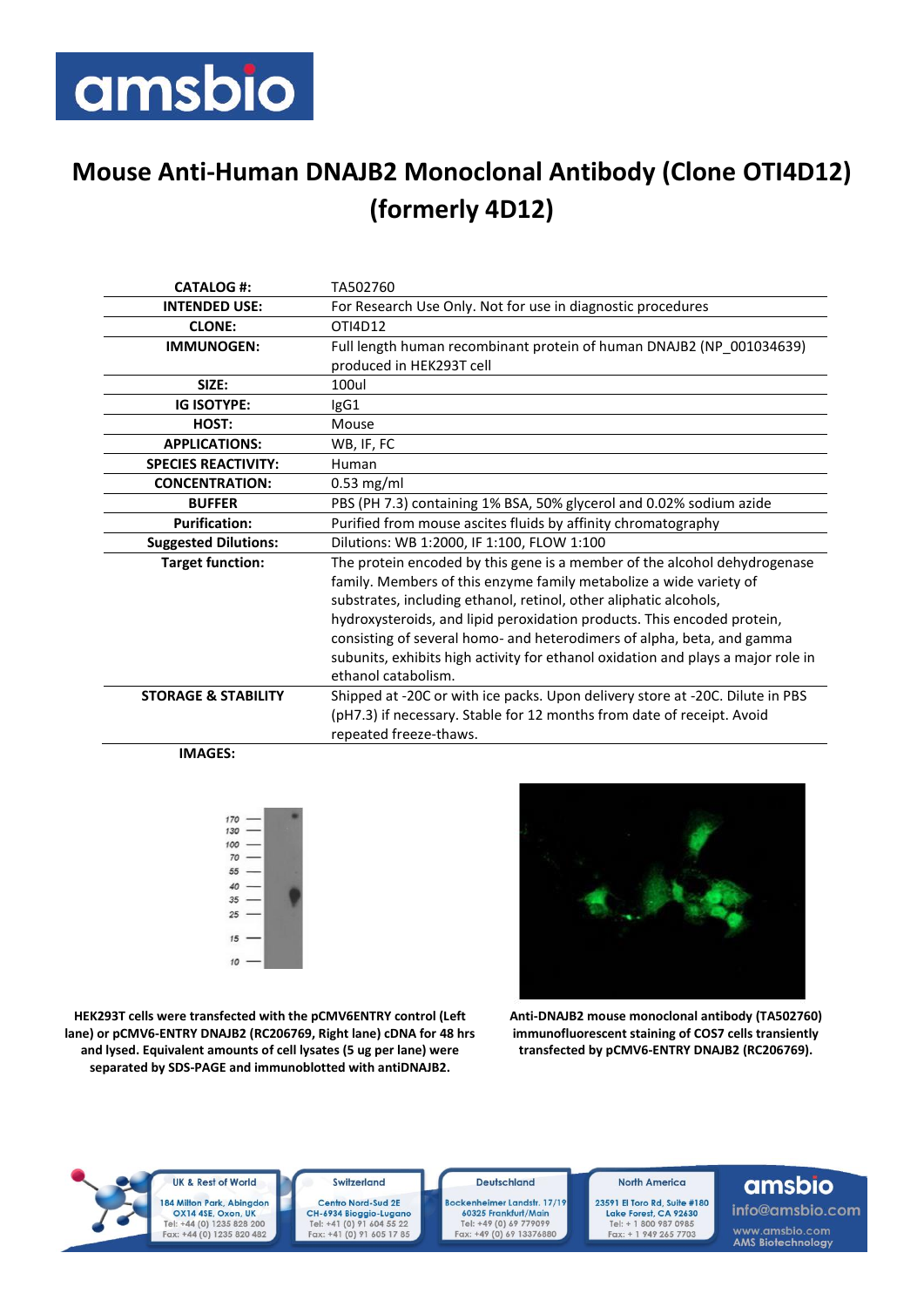# Mouse Anti-Human DNAJB2 Monoclonal Antibody (Clone OTI4D12) (formerly 4D12)

| | |
|---|---|
| **CATALOG #:** | TA502760 |
| **INTENDED USE:** | For Research Use Only. Not for use in diagnostic procedures |
| **CLONE:** | OTI4D12 |
| **IMMUNOGEN:** | Full length human recombinant protein of human DNAJB2 (NP_001034639) produced in HEK293T cell |
| **SIZE:** | 100ul |
| **IG ISOTYPE:** | IgG1 |
| **HOST:** | Mouse |
| **APPLICATIONS:** | WB, IF, FC |
| **SPECIES REACTIVITY:** | Human |
| **CONCENTRATION:** | 0.53 mg/ml |
| **BUFFER** | PBS (PH 7.3) containing 1% BSA, 50% glycerol and 0.02% sodium azide |
| **Purification:** | Purified from mouse ascites fluids by affinity chromatography |
| **Suggested Dilutions:** | Dilutions: WB 1:2000, IF 1:100, FLOW 1:100 |
| **Target function:** | The protein encoded by this gene is a member of the alcohol dehydrogenase family. Members of this enzyme family metabolize a wide variety of substrates, including ethanol, retinol, other aliphatic alcohols, hydroxysteroids, and lipid peroxidation products. This encoded protein, consisting of several homo- and heterodimers of alpha, beta, and gamma subunits, exhibits high activity for ethanol oxidation and plays a major role in ethanol catabolism. |
| **STORAGE & STABILITY** | Shipped at -20C or with ice packs. Upon delivery store at -20C. Dilute in PBS (pH7.3) if necessary. Stable for 12 months from date of receipt. Avoid repeated freeze-thaws. |

**IMAGES:**

**HEK293T cells were transfected with the pCMV6ENTRY control (Left lane) or pCMV6-ENTRY DNAJB2 (RC206769, Right lane) cDNA for 48 hrs and lysed. Equivalent amounts of cell lysates (5 ug per lane) were separated by SDS-PAGE and immunoblotted with antiDNAJB2.**

**Anti-DNAJB2 mouse monoclonal antibody (TA502760) immunofluorescent staining of COS7 cells transiently transfected by pCMV6-ENTRY DNAJB2 (RC206769).**

| UK & Rest of World | Switzerland | Deutschland | North America | amsbio |
|---|---|---|---|---|
| 184 Milton Park, Abingdon OX14 4SE, Oxon, UK Tel: +44 (0) 1235 828 200 Fax: +44 (0) 1235 820 482 | Centro Nord-Sud 2E CH-6934 Bioggio-Lugano Tel: +41 (0) 91 604 55 22 Fax: +41 (0) 91 605 17 85 | Bockenheimer Landstr. 17/19 60325 Frankfurt/Main Tel: +49 (0) 69 779099 Fax: +49 (0) 69 13376880 | 23591 El Toro Rd, Suite #180 Lake Forest, CA 92630 Tel: + 1 800 987 0985 Fax: + 1 949 265 7703 | info@amsbio.com www.amsbio.com AMS Biotechnology |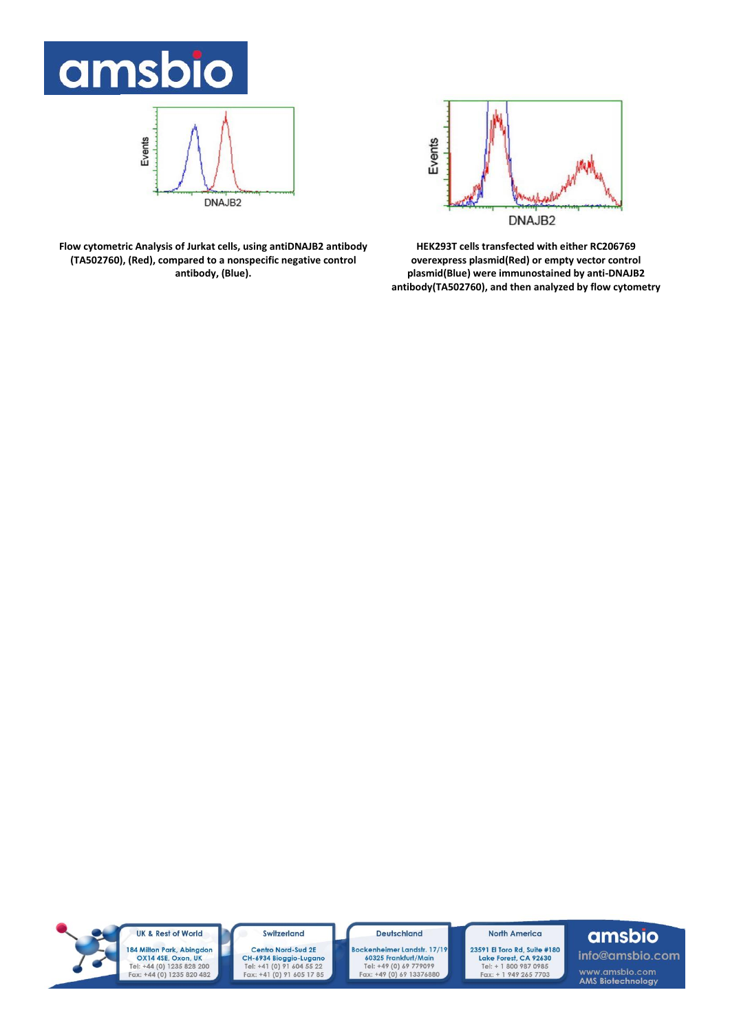Events

DNAJB2

Flow cytometric Analysis of Jurkat cells, using antiDNAJB2 antibody (TA502760), (Red), compared to a nonspecific negative control antibody, (Blue).

Events

DNAJB2

HEK293T cells transfected with either RC206769 overexpress plasmid(Red) or empty vector control plasmid(Blue) were immunostained by anti-DNAJB2 antibody(TA502760), and then analyzed by flow cytometry